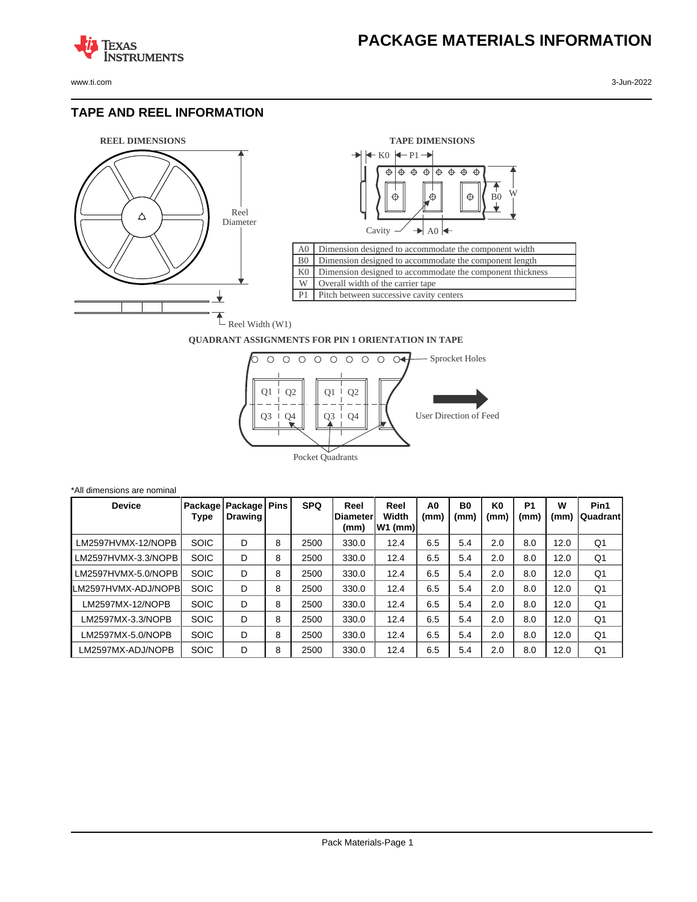# PACKAGE MATERIALS INFORMATION

## TAPE AND REEL INFORMATION

**REEL DIMENSIONS**

Reel Diameter

Reel Width (W1)

**TAPE DIMENSIONS**

K0 P1

B0 W

Cavity A0

| | |
|---|---|
| A0 | Dimension designed to accommodate the component width |
| B0 | Dimension designed to accommodate the component length |
| K0 | Dimension designed to accommodate the component thickness |
| W | Overall width of the carrier tape |
| P1 | Pitch between successive cavity centers |

**QUADRANT ASSIGNMENTS FOR PIN 1 ORIENTATION IN TAPE**

Q1 Q2 Q3 Q4 Q1 Q2 Q3 Q4

Sprocket Holes

User Direction of Feed

Pocket Quadrants

*All dimensions are nominal

| Device | Package Type | Package Drawing | Pins | SPQ | Reel Diameter (mm) | Reel Width W1 (mm) | A0 (mm) | B0 (mm) | K0 (mm) | P1 (mm) | W (mm) | Pin1 Quadrant |
|---|---|---|---|---|---|---|---|---|---|---|---|---|
| LM2597HVMX-12/NOPB | SOIC | D | 8 | 2500 | 330.0 | 12.4 | 6.5 | 5.4 | 2.0 | 8.0 | 12.0 | Q1 |
| LM2597HVMX-3.3/NOPB | SOIC | D | 8 | 2500 | 330.0 | 12.4 | 6.5 | 5.4 | 2.0 | 8.0 | 12.0 | Q1 |
| LM2597HVMX-5.0/NOPB | SOIC | D | 8 | 2500 | 330.0 | 12.4 | 6.5 | 5.4 | 2.0 | 8.0 | 12.0 | Q1 |
| LM2597HVMX-ADJ/NOPB | SOIC | D | 8 | 2500 | 330.0 | 12.4 | 6.5 | 5.4 | 2.0 | 8.0 | 12.0 | Q1 |
| LM2597MX-12/NOPB | SOIC | D | 8 | 2500 | 330.0 | 12.4 | 6.5 | 5.4 | 2.0 | 8.0 | 12.0 | Q1 |
| LM2597MX-3.3/NOPB | SOIC | D | 8 | 2500 | 330.0 | 12.4 | 6.5 | 5.4 | 2.0 | 8.0 | 12.0 | Q1 |
| LM2597MX-5.0/NOPB | SOIC | D | 8 | 2500 | 330.0 | 12.4 | 6.5 | 5.4 | 2.0 | 8.0 | 12.0 | Q1 |
| LM2597MX-ADJ/NOPB | SOIC | D | 8 | 2500 | 330.0 | 12.4 | 6.5 | 5.4 | 2.0 | 8.0 | 12.0 | Q1 |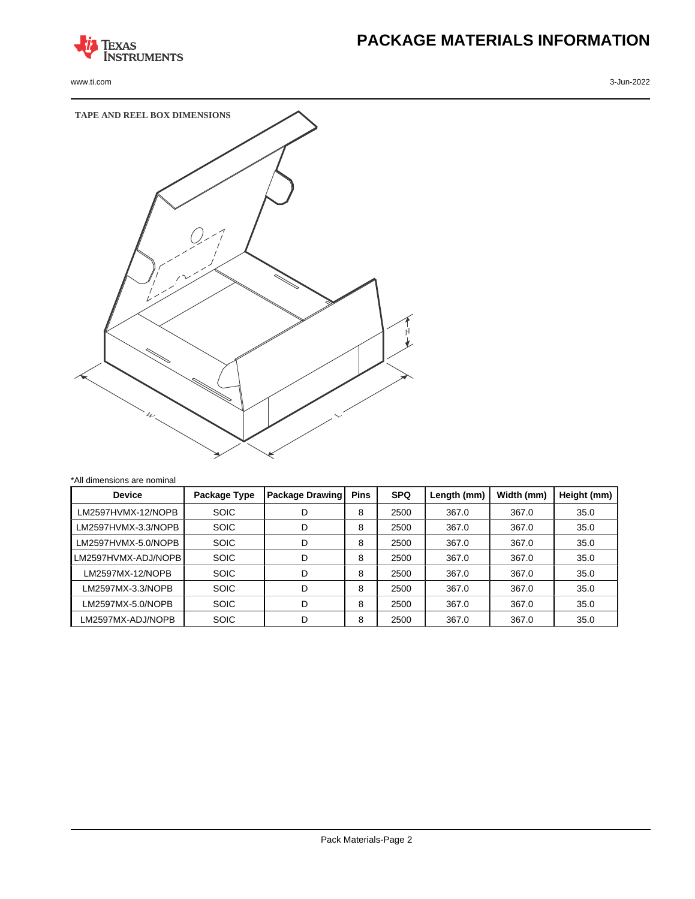# PACKAGE MATERIALS INFORMATION

TAPE AND REEL BOX DIMENSIONS

*All dimensions are nominal

| Device | Package Type | Package Drawing | Pins | SPQ | Length (mm) | Width (mm) | Height (mm) |
|---|---|---|---|---|---|---|---|
| LM2597HVMX-12/NOPB | SOIC | D | 8 | 2500 | 367.0 | 367.0 | 35.0 |
| LM2597HVMX-3.3/NOPB | SOIC | D | 8 | 2500 | 367.0 | 367.0 | 35.0 |
| LM2597HVMX-5.0/NOPB | SOIC | D | 8 | 2500 | 367.0 | 367.0 | 35.0 |
| LM2597HVMX-ADJ/NOPB | SOIC | D | 8 | 2500 | 367.0 | 367.0 | 35.0 |
| LM2597MX-12/NOPB | SOIC | D | 8 | 2500 | 367.0 | 367.0 | 35.0 |
| LM2597MX-3.3/NOPB | SOIC | D | 8 | 2500 | 367.0 | 367.0 | 35.0 |
| LM2597MX-5.0/NOPB | SOIC | D | 8 | 2500 | 367.0 | 367.0 | 35.0 |
| LM2597MX-ADJ/NOPB | SOIC | D | 8 | 2500 | 367.0 | 367.0 | 35.0 |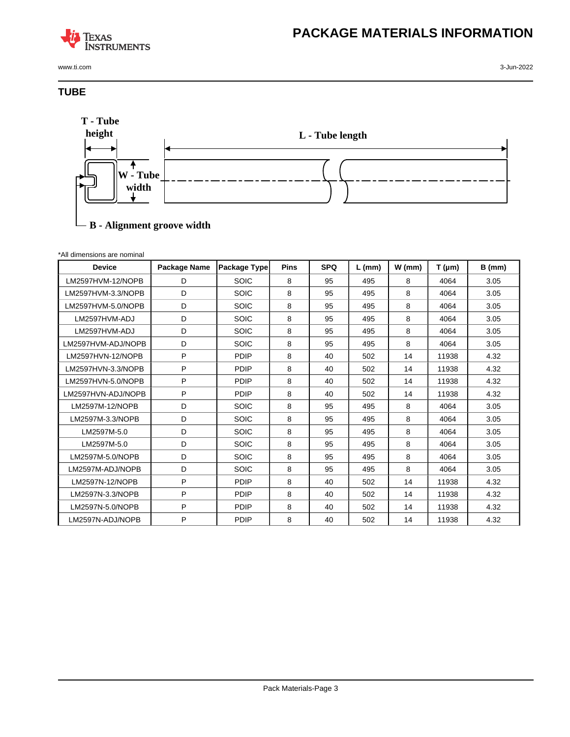## TUBE

T - Tube height

L - Tube length

W - Tube width

B - Alignment groove width

*All dimensions are nominal

| Device | Package Name | Package Type | Pins | SPQ | L (mm) | W (mm) | T (µm) | B (mm) |
|---|---|---|---|---|---|---|---|---|
| LM2597HVM-12/NOPB | D | SOIC | 8 | 95 | 495 | 8 | 4064 | 3.05 |
| LM2597HVM-3.3/NOPB | D | SOIC | 8 | 95 | 495 | 8 | 4064 | 3.05 |
| LM2597HVM-5.0/NOPB | D | SOIC | 8 | 95 | 495 | 8 | 4064 | 3.05 |
| LM2597HVM-ADJ | D | SOIC | 8 | 95 | 495 | 8 | 4064 | 3.05 |
| LM2597HVM-ADJ | D | SOIC | 8 | 95 | 495 | 8 | 4064 | 3.05 |
| LM2597HVM-ADJ/NOPB | D | SOIC | 8 | 95 | 495 | 8 | 4064 | 3.05 |
| LM2597HVN-12/NOPB | P | PDIP | 8 | 40 | 502 | 14 | 11938 | 4.32 |
| LM2597HVN-3.3/NOPB | P | PDIP | 8 | 40 | 502 | 14 | 11938 | 4.32 |
| LM2597HVN-5.0/NOPB | P | PDIP | 8 | 40 | 502 | 14 | 11938 | 4.32 |
| LM2597HVN-ADJ/NOPB | P | PDIP | 8 | 40 | 502 | 14 | 11938 | 4.32 |
| LM2597M-12/NOPB | D | SOIC | 8 | 95 | 495 | 8 | 4064 | 3.05 |
| LM2597M-3.3/NOPB | D | SOIC | 8 | 95 | 495 | 8 | 4064 | 3.05 |
| LM2597M-5.0 | D | SOIC | 8 | 95 | 495 | 8 | 4064 | 3.05 |
| LM2597M-5.0 | D | SOIC | 8 | 95 | 495 | 8 | 4064 | 3.05 |
| LM2597M-5.0/NOPB | D | SOIC | 8 | 95 | 495 | 8 | 4064 | 3.05 |
| LM2597M-ADJ/NOPB | D | SOIC | 8 | 95 | 495 | 8 | 4064 | 3.05 |
| LM2597N-12/NOPB | P | PDIP | 8 | 40 | 502 | 14 | 11938 | 4.32 |
| LM2597N-3.3/NOPB | P | PDIP | 8 | 40 | 502 | 14 | 11938 | 4.32 |
| LM2597N-5.0/NOPB | P | PDIP | 8 | 40 | 502 | 14 | 11938 | 4.32 |
| LM2597N-ADJ/NOPB | P | PDIP | 8 | 40 | 502 | 14 | 11938 | 4.32 |